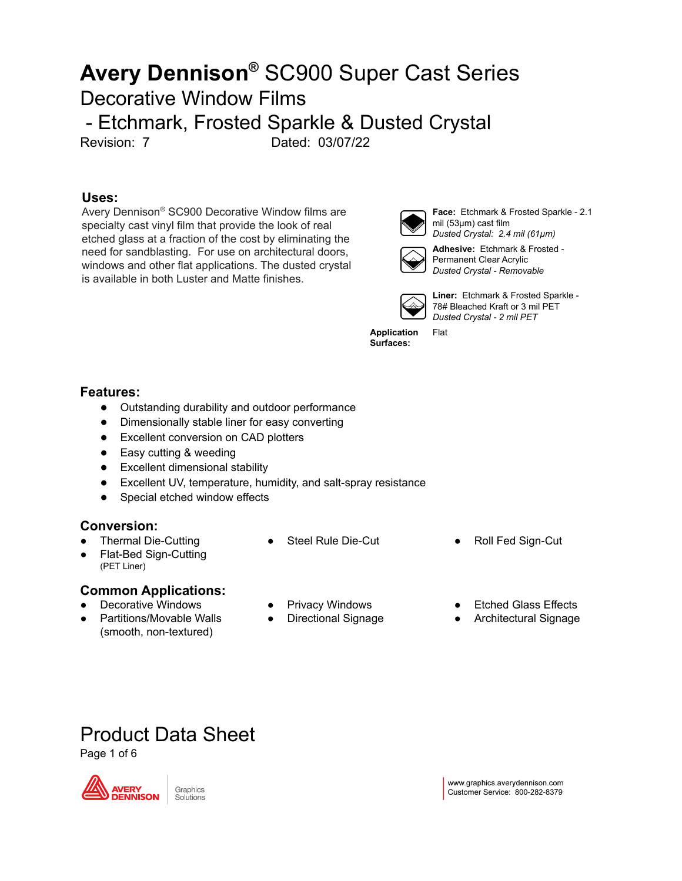# **Avery Dennison®** SC900 Super Cast Series

## Decorative Window Films

## - Etchmark, Frosted Sparkle & Dusted Crystal

Revision: 7 Dated: 03/07/22

### Uses:

Avery Dennison® SC900 Decorative Window films are specialty cast vinyl film that provide the look of real etched glass at a fraction of the cost by eliminating the need for sandblasting. For use on architectural doors, windows and other flat applications. The dusted crystal is available in both Luster and Matte finishes.

**Face:** Etchmark & Frosted Sparkle - 2.1 mil (53µm) cast film
*Dusted Crystal: 2.4 mil (61µm)*

**Adhesive:** Etchmark & Frosted - Permanent Clear Acrylic
*Dusted Crystal - Removable*

**Liner:** Etchmark & Frosted Sparkle - 78# Bleached Kraft or 3 mil PET
*Dusted Crystal - 2 mil PET*

**Application Surfaces:** Flat

### Features:

- Outstanding durability and outdoor performance
- Dimensionally stable liner for easy converting
- Excellent conversion on CAD plotters
- Easy cutting & weeding
- Excellent dimensional stability
- Excellent UV, temperature, humidity, and salt-spray resistance
- Special etched window effects

### Conversion:

- Thermal Die-Cutting
- Flat-Bed Sign-Cutting (PET Liner)
- Steel Rule Die-Cut
- Roll Fed Sign-Cut

### Common Applications:

- Decorative Windows
- Partitions/Movable Walls (smooth, non-textured)
- Privacy Windows
- Directional Signage
- Etched Glass Effects
- Architectural Signage

Product Data Sheet

www.graphics.averydennison.com
Customer Service: 800-282-8379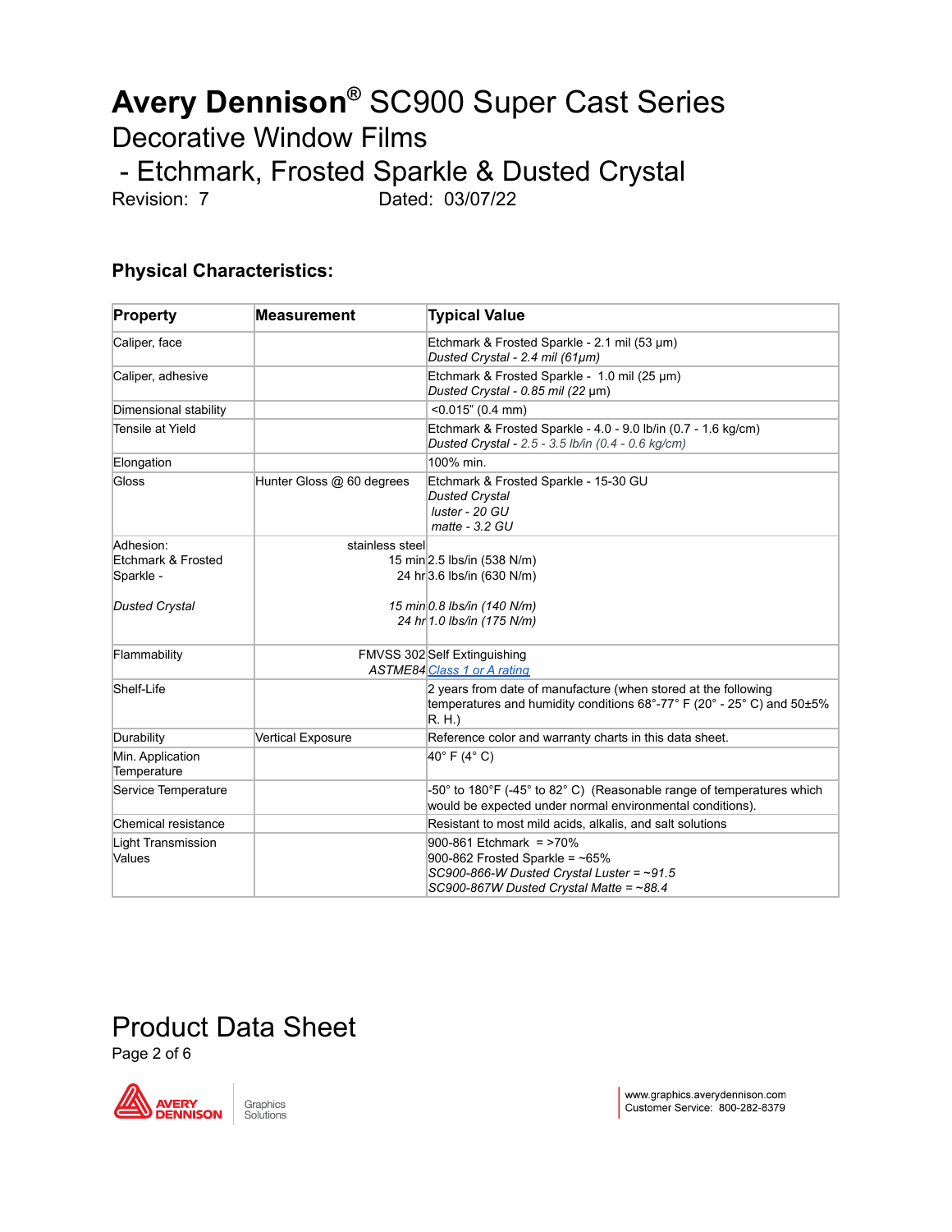# **Avery Dennison**® SC900 Super Cast Series

## Decorative Window Films

## - Etchmark, Frosted Sparkle & Dusted Crystal

Revision: 7 Dated: 03/07/22

### Physical Characteristics:

| Property | Measurement | Typical Value |
|---|---|---|
| Caliper, face | | Etchmark & Frosted Sparkle - 2.1 mil (53 µm)<br>*Dusted Crystal - 2.4 mil (61µm)* |
| Caliper, adhesive | | Etchmark & Frosted Sparkle - 1.0 mil (25 µm)<br>*Dusted Crystal - 0.85 mil (22 µm)* |
| Dimensional stability | | <0.015" (0.4 mm) |
| Tensile at Yield | | Etchmark & Frosted Sparkle - 4.0 - 9.0 lb/in (0.7 - 1.6 kg/cm)<br>*Dusted Crystal - 2.5 - 3.5 lb/in (0.4 - 0.6 kg/cm)* |
| Elongation | | 100% min. |
| Gloss | Hunter Gloss @ 60 degrees | Etchmark & Frosted Sparkle - 15-30 GU<br>*Dusted Crystal*<br>*luster - 20 GU*<br>*matte - 3.2 GU* |
| Adhesion:<br>Etchmark & Frosted Sparkle -<br><br>*Dusted Crystal* | stainless steel<br>15 min<br>24 hr<br><br>*15 min*<br>*24 hr* | <br>2.5 lbs/in (538 N/m)<br>3.6 lbs/in (630 N/m)<br><br>*0.8 lbs/in (140 N/m)*<br>*1.0 lbs/in (175 N/m)* |
| Flammability | FMVSS 302<br>*ASTME84* | Self Extinguishing<br>*Class 1 or A rating* |
| Shelf-Life | | 2 years from date of manufacture (when stored at the following temperatures and humidity conditions 68°-77° F (20° - 25° C) and 50±5% R. H.) |
| Durability | Vertical Exposure | Reference color and warranty charts in this data sheet. |
| Min. Application Temperature | | 40° F (4° C) |
| Service Temperature | | -50° to 180°F (-45° to 82° C) (Reasonable range of temperatures which would be expected under normal environmental conditions). |
| Chemical resistance | | Resistant to most mild acids, alkalis, and salt solutions |
| Light Transmission Values | | 900-861 Etchmark = >70%<br>900-862 Frosted Sparkle = ~65%<br>*SC900-866-W Dusted Crystal Luster = ~91.5*<br>*SC900-867W Dusted Crystal Matte = ~88.4* |

Product Data Sheet

www.graphics.averydennison.com
Customer Service: 800-282-8379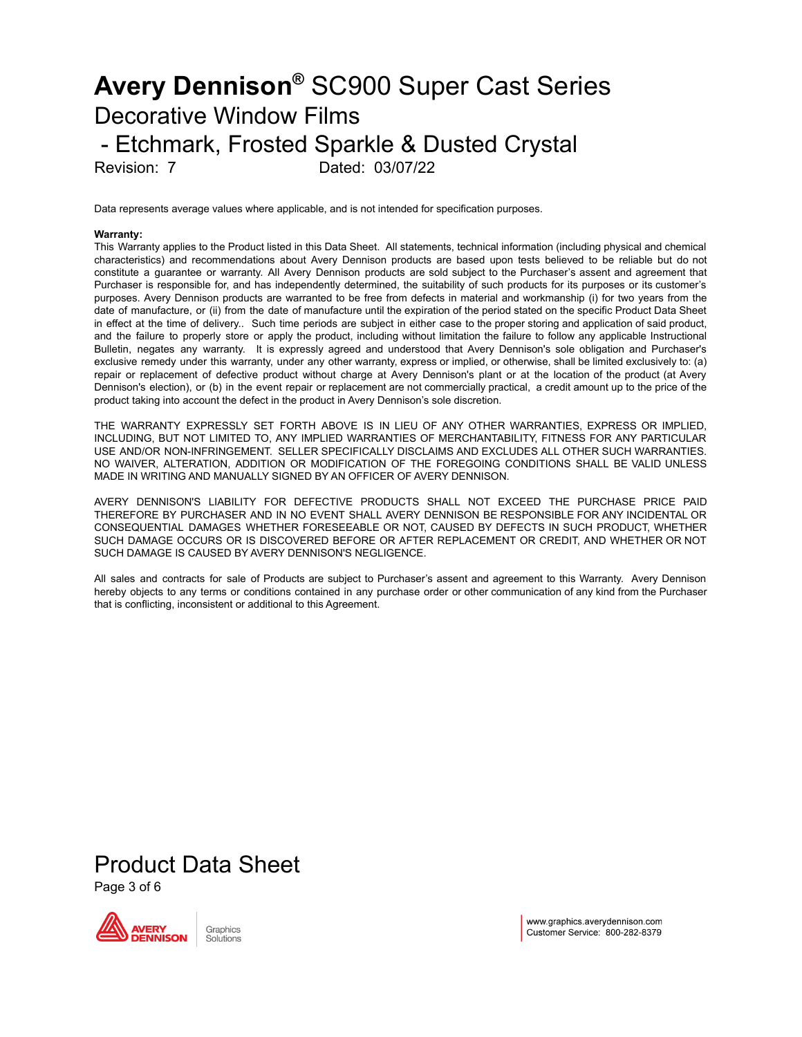# Avery Dennison® SC900 Super Cast Series
## Decorative Window Films
## - Etchmark, Frosted Sparkle & Dusted Crystal

Revision: 7 Dated: 03/07/22

Data represents average values where applicable, and is not intended for specification purposes.

**Warranty:**

This Warranty applies to the Product listed in this Data Sheet. All statements, technical information (including physical and chemical characteristics) and recommendations about Avery Dennison products are based upon tests believed to be reliable but do not constitute a guarantee or warranty. All Avery Dennison products are sold subject to the Purchaser's assent and agreement that Purchaser is responsible for, and has independently determined, the suitability of such products for its purposes or its customer's purposes. Avery Dennison products are warranted to be free from defects in material and workmanship (i) for two years from the date of manufacture, or (ii) from the date of manufacture until the expiration of the period stated on the specific Product Data Sheet in effect at the time of delivery.. Such time periods are subject in either case to the proper storing and application of said product, and the failure to properly store or apply the product, including without limitation the failure to follow any applicable Instructional Bulletin, negates any warranty. It is expressly agreed and understood that Avery Dennison's sole obligation and Purchaser's exclusive remedy under this warranty, under any other warranty, express or implied, or otherwise, shall be limited exclusively to: (a) repair or replacement of defective product without charge at Avery Dennison's plant or at the location of the product (at Avery Dennison's election), or (b) in the event repair or replacement are not commercially practical, a credit amount up to the price of the product taking into account the defect in the product in Avery Dennison's sole discretion.

THE WARRANTY EXPRESSLY SET FORTH ABOVE IS IN LIEU OF ANY OTHER WARRANTIES, EXPRESS OR IMPLIED, INCLUDING, BUT NOT LIMITED TO, ANY IMPLIED WARRANTIES OF MERCHANTABILITY, FITNESS FOR ANY PARTICULAR USE AND/OR NON-INFRINGEMENT. SELLER SPECIFICALLY DISCLAIMS AND EXCLUDES ALL OTHER SUCH WARRANTIES. NO WAIVER, ALTERATION, ADDITION OR MODIFICATION OF THE FOREGOING CONDITIONS SHALL BE VALID UNLESS MADE IN WRITING AND MANUALLY SIGNED BY AN OFFICER OF AVERY DENNISON.

AVERY DENNISON'S LIABILITY FOR DEFECTIVE PRODUCTS SHALL NOT EXCEED THE PURCHASE PRICE PAID THEREFORE BY PURCHASER AND IN NO EVENT SHALL AVERY DENNISON BE RESPONSIBLE FOR ANY INCIDENTAL OR CONSEQUENTIAL DAMAGES WHETHER FORESEEABLE OR NOT, CAUSED BY DEFECTS IN SUCH PRODUCT, WHETHER SUCH DAMAGE OCCURS OR IS DISCOVERED BEFORE OR AFTER REPLACEMENT OR CREDIT, AND WHETHER OR NOT SUCH DAMAGE IS CAUSED BY AVERY DENNISON'S NEGLIGENCE.

All sales and contracts for sale of Products are subject to Purchaser's assent and agreement to this Warranty. Avery Dennison hereby objects to any terms or conditions contained in any purchase order or other communication of any kind from the Purchaser that is conflicting, inconsistent or additional to this Agreement.

Product Data Sheet

www.graphics.averydennison.com
Customer Service: 800-282-8379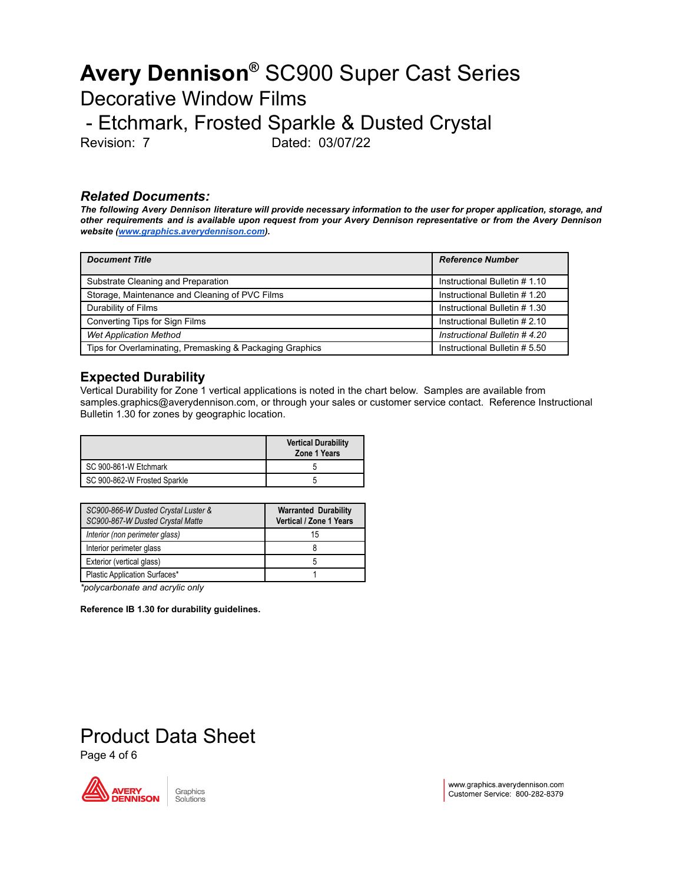# **Avery Dennison®** SC900 Super Cast Series

## Decorative Window Films

## - Etchmark, Frosted Sparkle & Dusted Crystal

Revision: 7    Dated: 03/07/22

### *Related Documents:*

***The following Avery Dennison literature will provide necessary information to the user for proper application, storage, and other requirements and is available upon request from your Avery Dennison representative or from the Avery Dennison website (www.graphics.averydennison.com).***

| *Document Title* | *Reference Number* |
|---|---|
| Substrate Cleaning and Preparation | Instructional Bulletin # 1.10 |
| Storage, Maintenance and Cleaning of PVC Films | Instructional Bulletin # 1.20 |
| Durability of Films | Instructional Bulletin # 1.30 |
| Converting Tips for Sign Films | Instructional Bulletin # 2.10 |
| *Wet Application Method* | *Instructional Bulletin # 4.20* |
| Tips for Overlaminating, Premasking & Packaging Graphics | Instructional Bulletin # 5.50 |

### Expected Durability

Vertical Durability for Zone 1 vertical applications is noted in the chart below. Samples are available from samples.graphics@averydennison.com, or through your sales or customer service contact. Reference Instructional Bulletin 1.30 for zones by geographic location.

| | **Vertical Durability Zone 1 Years** |
|---|---|
| SC 900-861-W Etchmark | 5 |
| SC 900-862-W Frosted Sparkle | 5 |

| *SC900-866-W Dusted Crystal Luster & SC900-867-W Dusted Crystal Matte* | **Warranted Durability Vertical / Zone 1 Years** |
|---|---|
| *Interior (non perimeter glass)* | 15 |
| Interior perimeter glass | 8 |
| Exterior (vertical glass) | 5 |
| Plastic Application Surfaces* | 1 |

*\*polycarbonate and acrylic only*

**Reference IB 1.30 for durability guidelines.**

Product Data Sheet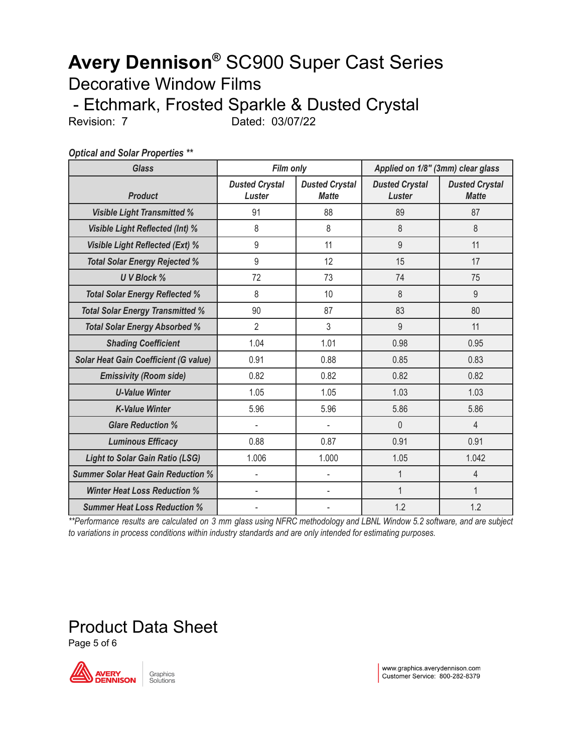# Avery Dennison® SC900 Super Cast Series

## Decorative Window Films

## - Etchmark, Frosted Sparkle & Dusted Crystal

Revision: 7 Dated: 03/07/22

***Optical and Solar Properties \*\****

| Glass | Film only | | Applied on 1/8" (3mm) clear glass | |
|---|---|---|---|---|
| **Product** | **Dusted Crystal Luster** | **Dusted Crystal Matte** | **Dusted Crystal Luster** | **Dusted Crystal Matte** |
| **Visible Light Transmitted %** | 91 | 88 | 89 | 87 |
| **Visible Light Reflected (Int) %** | 8 | 8 | 8 | 8 |
| **Visible Light Reflected (Ext) %** | 9 | 11 | 9 | 11 |
| **Total Solar Energy Rejected %** | 9 | 12 | 15 | 17 |
| **U V Block %** | 72 | 73 | 74 | 75 |
| **Total Solar Energy Reflected %** | 8 | 10 | 8 | 9 |
| **Total Solar Energy Transmitted %** | 90 | 87 | 83 | 80 |
| **Total Solar Energy Absorbed %** | 2 | 3 | 9 | 11 |
| **Shading Coefficient** | 1.04 | 1.01 | 0.98 | 0.95 |
| **Solar Heat Gain Coefficient (G value)** | 0.91 | 0.88 | 0.85 | 0.83 |
| **Emissivity (Room side)** | 0.82 | 0.82 | 0.82 | 0.82 |
| **U-Value Winter** | 1.05 | 1.05 | 1.03 | 1.03 |
| **K-Value Winter** | 5.96 | 5.96 | 5.86 | 5.86 |
| **Glare Reduction %** | - | - | 0 | 4 |
| **Luminous Efficacy** | 0.88 | 0.87 | 0.91 | 0.91 |
| **Light to Solar Gain Ratio (LSG)** | 1.006 | 1.000 | 1.05 | 1.042 |
| **Summer Solar Heat Gain Reduction %** | - | - | 1 | 4 |
| **Winter Heat Loss Reduction %** | - | - | 1 | 1 |
| **Summer Heat Loss Reduction %** | - | - | 1.2 | 1.2 |

*\*\*Performance results are calculated on 3 mm glass using NFRC methodology and LBNL Window 5.2 software, and are subject to variations in process conditions within industry standards and are only intended for estimating purposes.*

Product Data Sheet

www.graphics.averydennison.com
Customer Service: 800-282-8379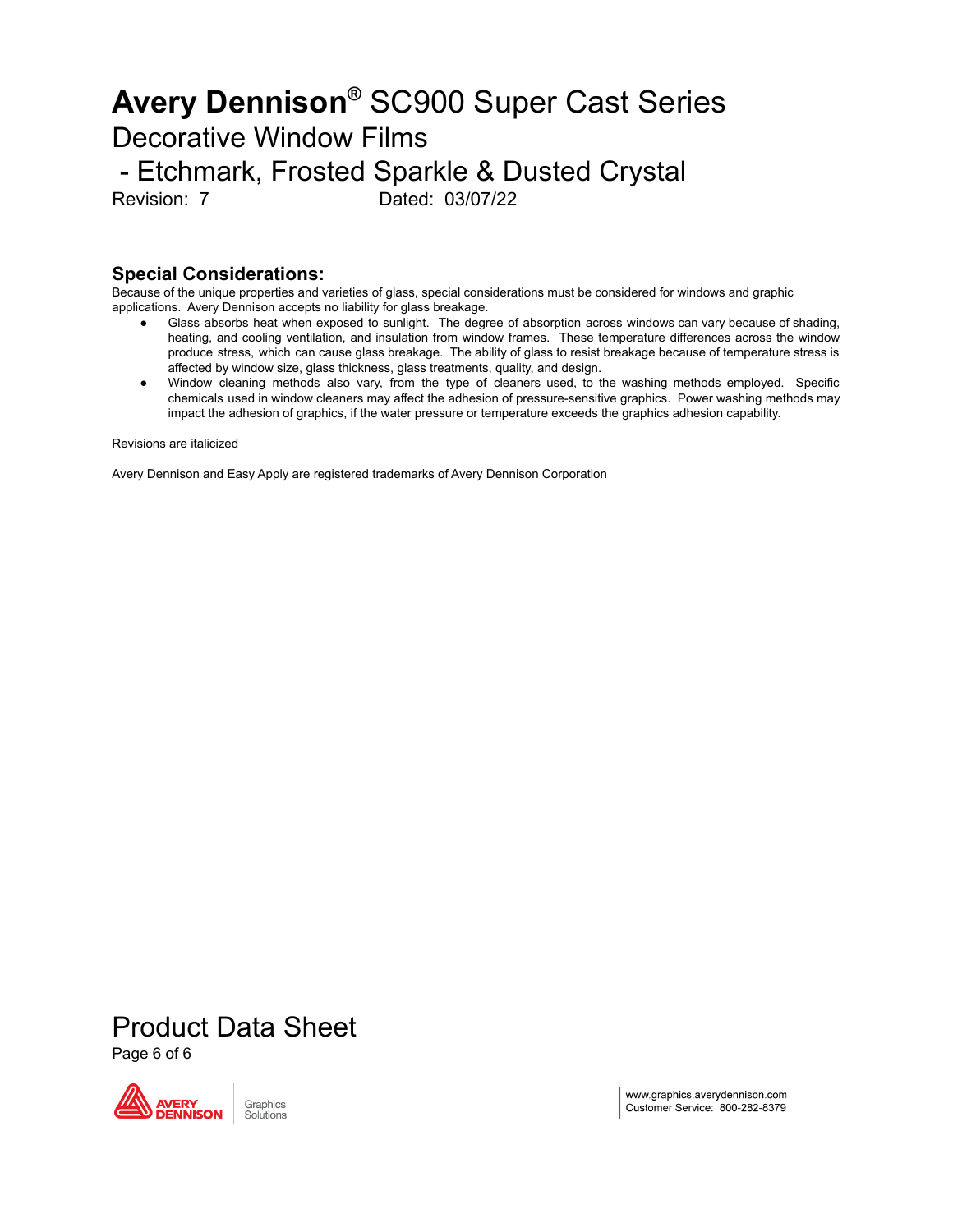## Special Considerations:

Because of the unique properties and varieties of glass, special considerations must be considered for windows and graphic applications. Avery Dennison accepts no liability for glass breakage.

- Glass absorbs heat when exposed to sunlight. The degree of absorption across windows can vary because of shading, heating, and cooling ventilation, and insulation from window frames. These temperature differences across the window produce stress, which can cause glass breakage. The ability of glass to resist breakage because of temperature stress is affected by window size, glass thickness, glass treatments, quality, and design.
- Window cleaning methods also vary, from the type of cleaners used, to the washing methods employed. Specific chemicals used in window cleaners may affect the adhesion of pressure-sensitive graphics. Power washing methods may impact the adhesion of graphics, if the water pressure or temperature exceeds the graphics adhesion capability.

Revisions are italicized

Avery Dennison and Easy Apply are registered trademarks of Avery Dennison Corporation